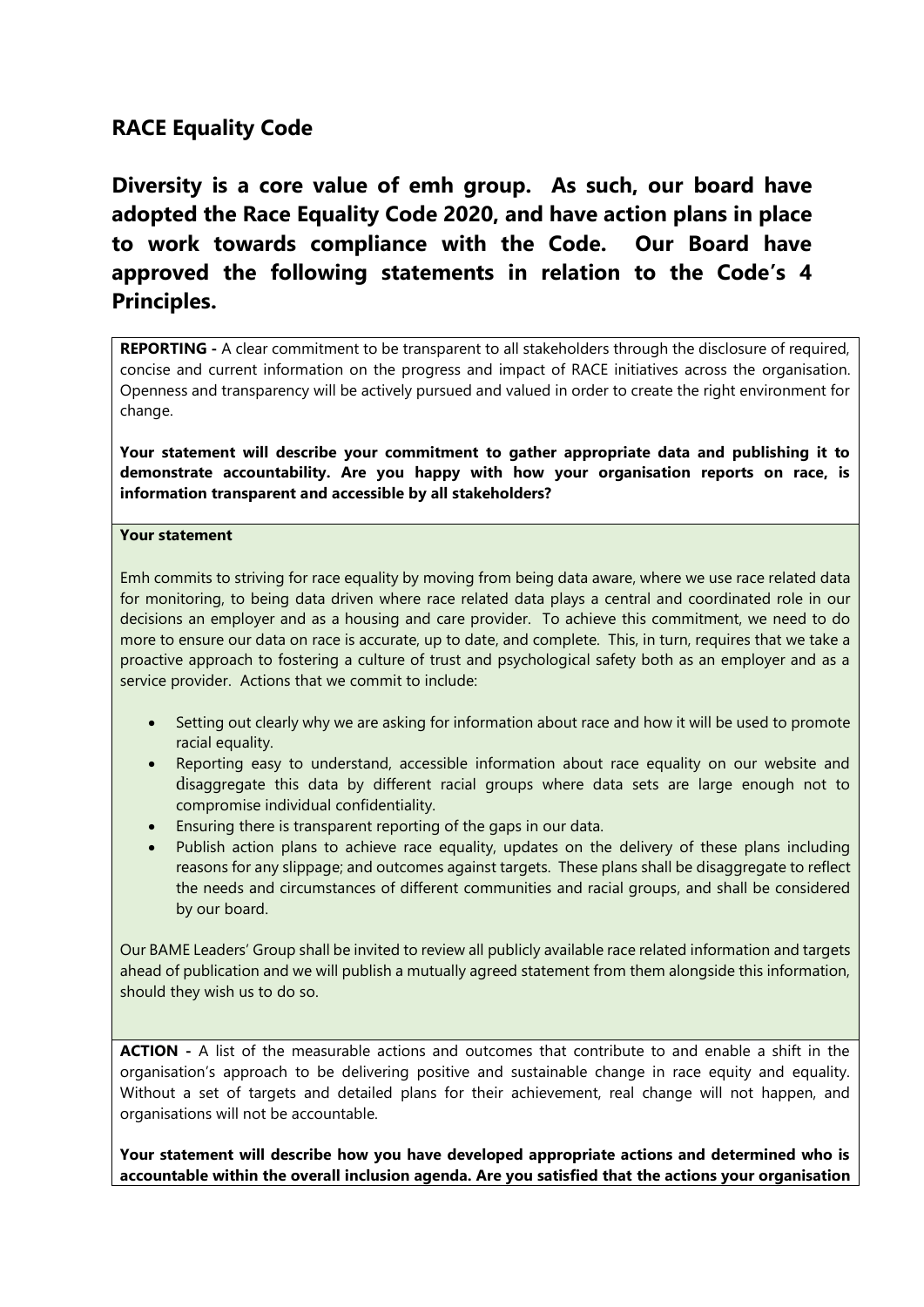## RACE Equality Code

**Diversity is a core value of emh group. As such, our board have adopted the Race Equality Code 2020, and have action plans in place to work towards compliance with the Code. Our Board have approved the following statements in relation to the Code's 4 Principles.**

**REPORTING -** A clear commitment to be transparent to all stakeholders through the disclosure of required, concise and current information on the progress and impact of RACE initiatives across the organisation. Openness and transparency will be actively pursued and valued in order to create the right environment for change.

**Your statement will describe your commitment to gather appropriate data and publishing it to demonstrate accountability. Are you happy with how your organisation reports on race, is information transparent and accessible by all stakeholders?**

**Your statement**

Emh commits to striving for race equality by moving from being data aware, where we use race related data for monitoring, to being data driven where race related data plays a central and coordinated role in our decisions an employer and as a housing and care provider. To achieve this commitment, we need to do more to ensure our data on race is accurate, up to date, and complete. This, in turn, requires that we take a proactive approach to fostering a culture of trust and psychological safety both as an employer and as a service provider. Actions that we commit to include:

- Setting out clearly why we are asking for information about race and how it will be used to promote racial equality.
- Reporting easy to understand, accessible information about race equality on our website and disaggregate this data by different racial groups where data sets are large enough not to compromise individual confidentiality.
- Ensuring there is transparent reporting of the gaps in our data.
- Publish action plans to achieve race equality, updates on the delivery of these plans including reasons for any slippage; and outcomes against targets. These plans shall be disaggregate to reflect the needs and circumstances of different communities and racial groups, and shall be considered by our board.

Our BAME Leaders' Group shall be invited to review all publicly available race related information and targets ahead of publication and we will publish a mutually agreed statement from them alongside this information, should they wish us to do so.

**ACTION -** A list of the measurable actions and outcomes that contribute to and enable a shift in the organisation's approach to be delivering positive and sustainable change in race equity and equality. Without a set of targets and detailed plans for their achievement, real change will not happen, and organisations will not be accountable.

**Your statement will describe how you have developed appropriate actions and determined who is accountable within the overall inclusion agenda. Are you satisfied that the actions your organisation**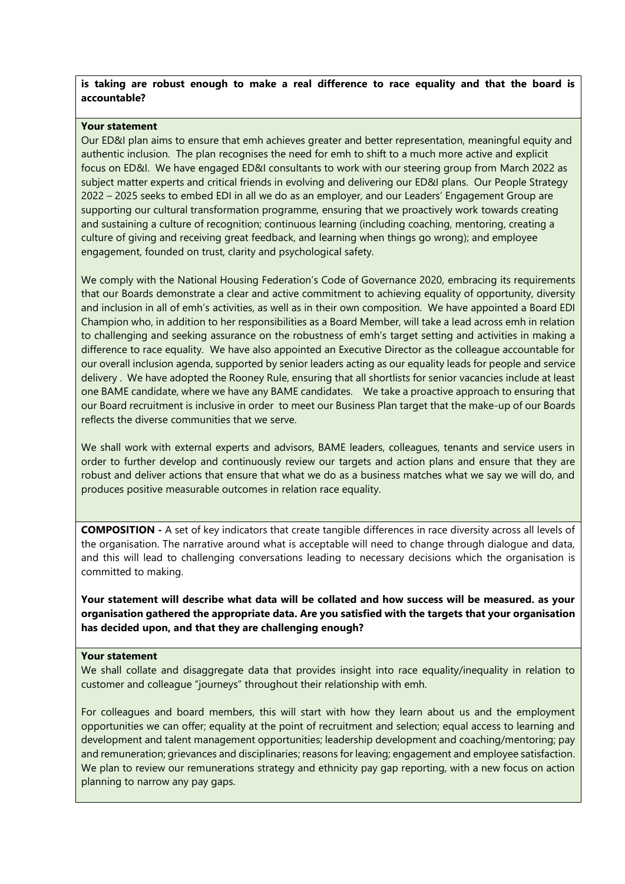**is taking are robust enough to make a real difference to race equality and that the board is accountable?**

**Your statement**

Our ED&I plan aims to ensure that emh achieves greater and better representation, meaningful equity and authentic inclusion. The plan recognises the need for emh to shift to a much more active and explicit focus on ED&I. We have engaged ED&I consultants to work with our steering group from March 2022 as subject matter experts and critical friends in evolving and delivering our ED&I plans. Our People Strategy 2022 – 2025 seeks to embed EDI in all we do as an employer, and our Leaders' Engagement Group are supporting our cultural transformation programme, ensuring that we proactively work towards creating and sustaining a culture of recognition; continuous learning (including coaching, mentoring, creating a culture of giving and receiving great feedback, and learning when things go wrong); and employee engagement, founded on trust, clarity and psychological safety.

We comply with the National Housing Federation's Code of Governance 2020, embracing its requirements that our Boards demonstrate a clear and active commitment to achieving equality of opportunity, diversity and inclusion in all of emh's activities, as well as in their own composition. We have appointed a Board EDI Champion who, in addition to her responsibilities as a Board Member, will take a lead across emh in relation to challenging and seeking assurance on the robustness of emh's target setting and activities in making a difference to race equality. We have also appointed an Executive Director as the colleague accountable for our overall inclusion agenda, supported by senior leaders acting as our equality leads for people and service delivery . We have adopted the Rooney Rule, ensuring that all shortlists for senior vacancies include at least one BAME candidate, where we have any BAME candidates. We take a proactive approach to ensuring that our Board recruitment is inclusive in order to meet our Business Plan target that the make-up of our Boards reflects the diverse communities that we serve.

We shall work with external experts and advisors, BAME leaders, colleagues, tenants and service users in order to further develop and continuously review our targets and action plans and ensure that they are robust and deliver actions that ensure that what we do as a business matches what we say we will do, and produces positive measurable outcomes in relation race equality.

**COMPOSITION -** A set of key indicators that create tangible differences in race diversity across all levels of the organisation. The narrative around what is acceptable will need to change through dialogue and data, and this will lead to challenging conversations leading to necessary decisions which the organisation is committed to making.

**Your statement will describe what data will be collated and how success will be measured. as your organisation gathered the appropriate data. Are you satisfied with the targets that your organisation has decided upon, and that they are challenging enough?**

**Your statement**

We shall collate and disaggregate data that provides insight into race equality/inequality in relation to customer and colleague "journeys" throughout their relationship with emh.

For colleagues and board members, this will start with how they learn about us and the employment opportunities we can offer; equality at the point of recruitment and selection; equal access to learning and development and talent management opportunities; leadership development and coaching/mentoring; pay and remuneration; grievances and disciplinaries; reasons for leaving; engagement and employee satisfaction. We plan to review our remunerations strategy and ethnicity pay gap reporting, with a new focus on action planning to narrow any pay gaps.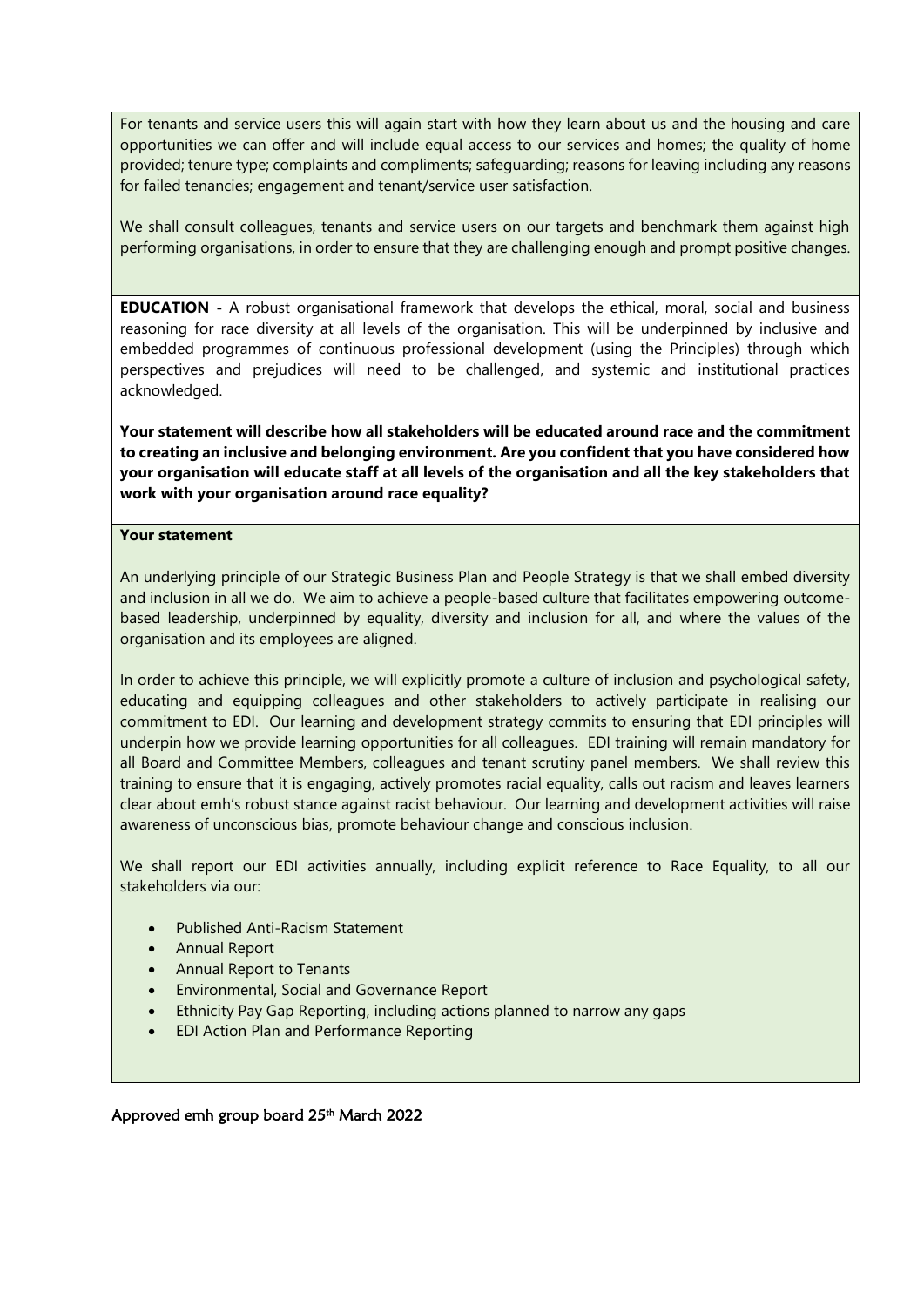For tenants and service users this will again start with how they learn about us and the housing and care opportunities we can offer and will include equal access to our services and homes; the quality of home provided; tenure type; complaints and compliments; safeguarding; reasons for leaving including any reasons for failed tenancies; engagement and tenant/service user satisfaction.

We shall consult colleagues, tenants and service users on our targets and benchmark them against high performing organisations, in order to ensure that they are challenging enough and prompt positive changes.

**EDUCATION -** A robust organisational framework that develops the ethical, moral, social and business reasoning for race diversity at all levels of the organisation. This will be underpinned by inclusive and embedded programmes of continuous professional development (using the Principles) through which perspectives and prejudices will need to be challenged, and systemic and institutional practices acknowledged.

**Your statement will describe how all stakeholders will be educated around race and the commitment to creating an inclusive and belonging environment. Are you confident that you have considered how your organisation will educate staff at all levels of the organisation and all the key stakeholders that work with your organisation around race equality?**

**Your statement**

An underlying principle of our Strategic Business Plan and People Strategy is that we shall embed diversity and inclusion in all we do. We aim to achieve a people-based culture that facilitates empowering outcome-based leadership, underpinned by equality, diversity and inclusion for all, and where the values of the organisation and its employees are aligned.

In order to achieve this principle, we will explicitly promote a culture of inclusion and psychological safety, educating and equipping colleagues and other stakeholders to actively participate in realising our commitment to EDI. Our learning and development strategy commits to ensuring that EDI principles will underpin how we provide learning opportunities for all colleagues. EDI training will remain mandatory for all Board and Committee Members, colleagues and tenant scrutiny panel members. We shall review this training to ensure that it is engaging, actively promotes racial equality, calls out racism and leaves learners clear about emh's robust stance against racist behaviour. Our learning and development activities will raise awareness of unconscious bias, promote behaviour change and conscious inclusion.

We shall report our EDI activities annually, including explicit reference to Race Equality, to all our stakeholders via our:

- Published Anti-Racism Statement
- Annual Report
- Annual Report to Tenants
- Environmental, Social and Governance Report
- Ethnicity Pay Gap Reporting, including actions planned to narrow any gaps
- EDI Action Plan and Performance Reporting

Approved emh group board 25th March 2022